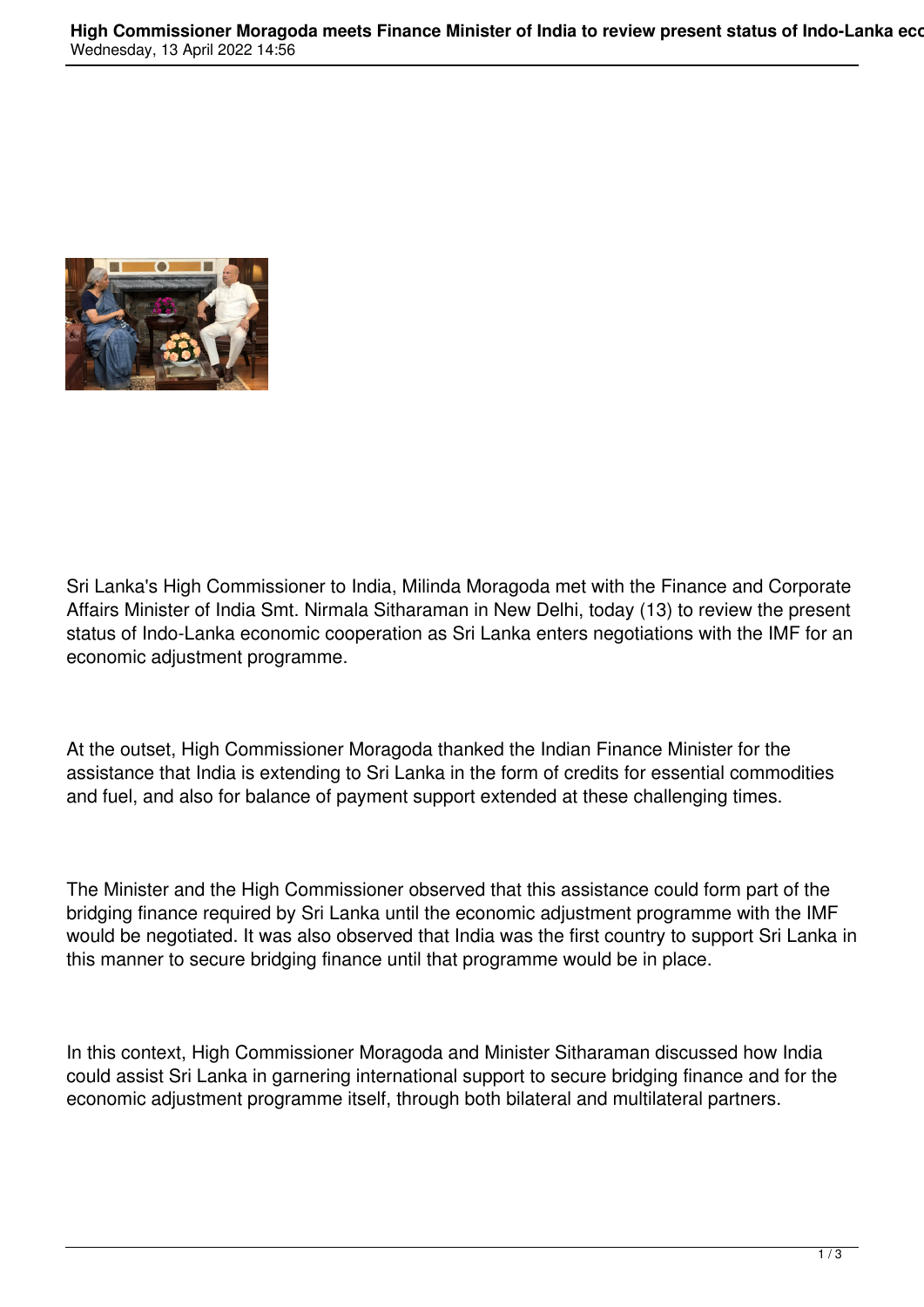Sri Lanka's High Commissioner to India, Milinda Moragoda met with the Finance and Corporate Affairs Minister of India Smt. Nirmala Sitharaman in New Delhi, today (13) to review the present status of Indo-Lanka economic cooperation as Sri Lanka enters negotiations with the IMF for an economic adjustment programme.

At the outset, High Commissioner Moragoda thanked the Indian Finance Minister for the assistance that India is extending to Sri Lanka in the form of credits for essential commodities and fuel, and also for balance of payment support extended at these challenging times.

The Minister and the High Commissioner observed that this assistance could form part of the bridging finance required by Sri Lanka until the economic adjustment programme with the IMF would be negotiated. It was also observed that India was the first country to support Sri Lanka in this manner to secure bridging finance until that programme would be in place.

In this context, High Commissioner Moragoda and Minister Sitharaman discussed how India could assist Sri Lanka in garnering international support to secure bridging finance and for the economic adjustment programme itself, through both bilateral and multilateral partners.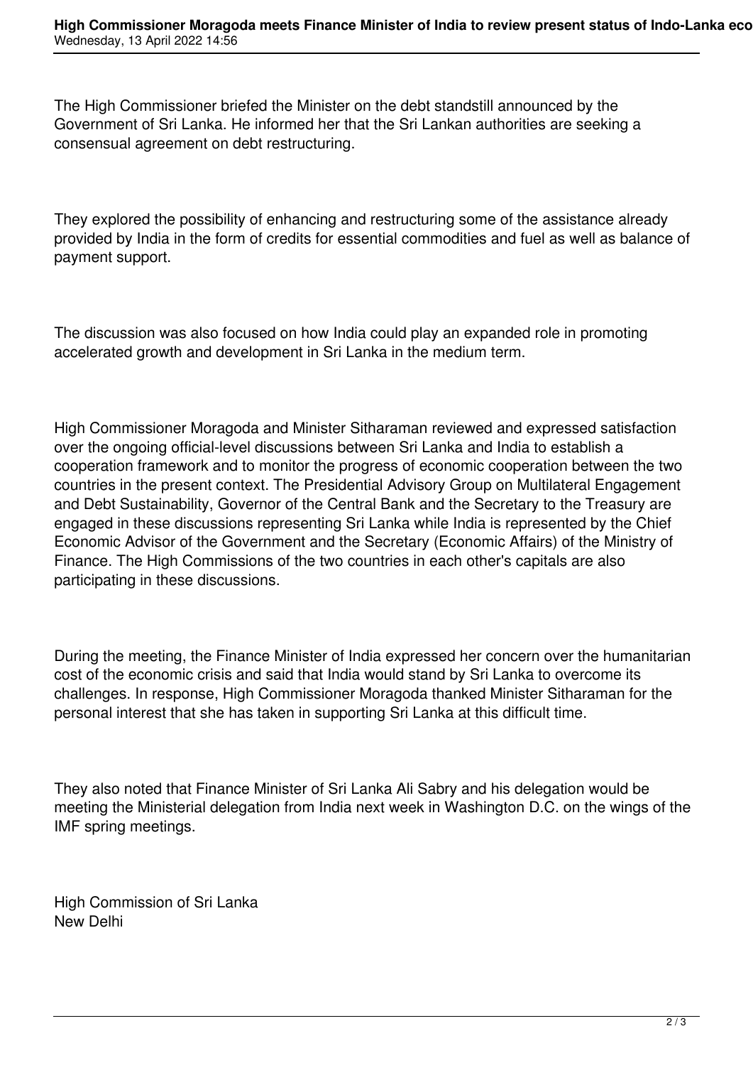The High Commissioner briefed the Minister on the debt standstill announced by the Government of Sri Lanka. He informed her that the Sri Lankan authorities are seeking a consensual agreement on debt restructuring.

They explored the possibility of enhancing and restructuring some of the assistance already provided by India in the form of credits for essential commodities and fuel as well as balance of payment support.

The discussion was also focused on how India could play an expanded role in promoting accelerated growth and development in Sri Lanka in the medium term.

High Commissioner Moragoda and Minister Sitharaman reviewed and expressed satisfaction over the ongoing official-level discussions between Sri Lanka and India to establish a cooperation framework and to monitor the progress of economic cooperation between the two countries in the present context. The Presidential Advisory Group on Multilateral Engagement and Debt Sustainability, Governor of the Central Bank and the Secretary to the Treasury are engaged in these discussions representing Sri Lanka while India is represented by the Chief Economic Advisor of the Government and the Secretary (Economic Affairs) of the Ministry of Finance. The High Commissions of the two countries in each other's capitals are also participating in these discussions.

During the meeting, the Finance Minister of India expressed her concern over the humanitarian cost of the economic crisis and said that India would stand by Sri Lanka to overcome its challenges. In response, High Commissioner Moragoda thanked Minister Sitharaman for the personal interest that she has taken in supporting Sri Lanka at this difficult time.

They also noted that Finance Minister of Sri Lanka Ali Sabry and his delegation would be meeting the Ministerial delegation from India next week in Washington D.C. on the wings of the IMF spring meetings.

High Commission of Sri Lanka
New Delhi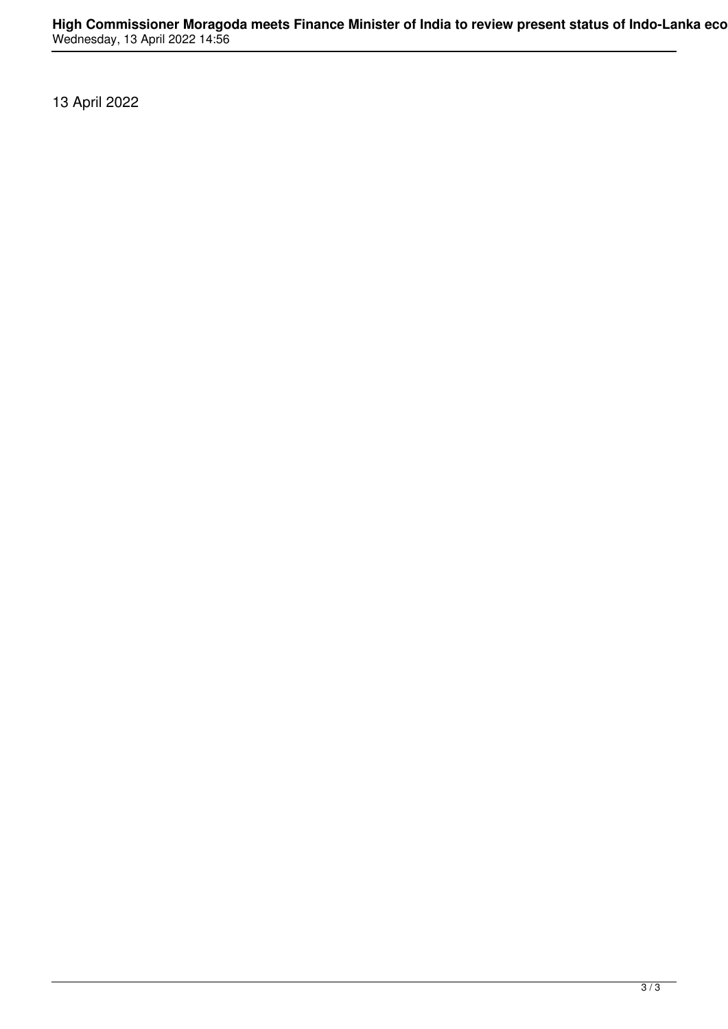13 April 2022